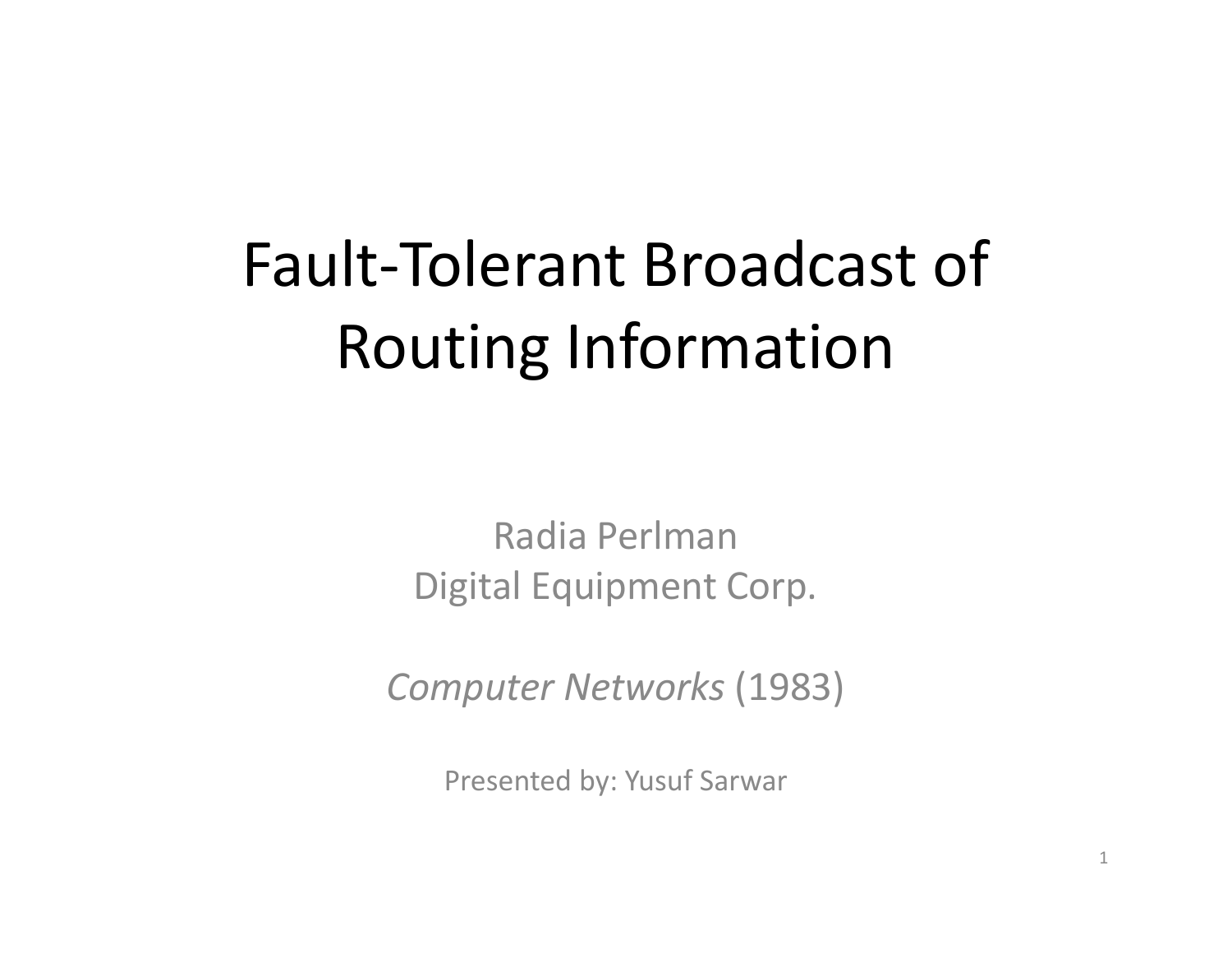# Fault-Tolerant Broadcast of Routing Information

Radia Perlman
Digital Equipment Corp.

*Computer Networks* (1983)

Presented by: Yusuf Sarwar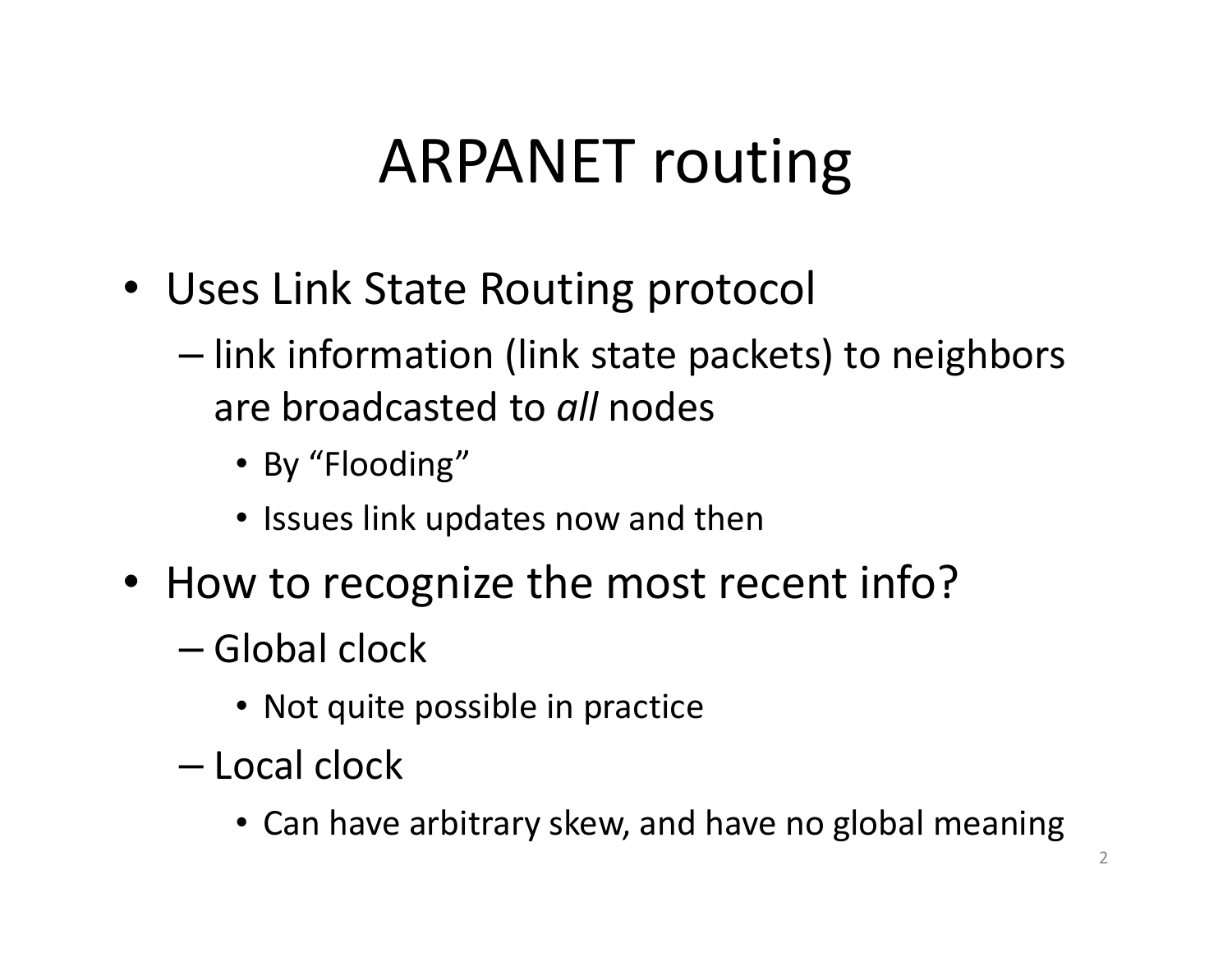# ARPANET routing

- Uses Link State Routing protocol
  - link information (link state packets) to neighbors are broadcasted to *all* nodes
    - By "Flooding"
    - Issues link updates now and then
- How to recognize the most recent info?
  - Global clock
    - Not quite possible in practice
  - Local clock
    - Can have arbitrary skew, and have no global meaning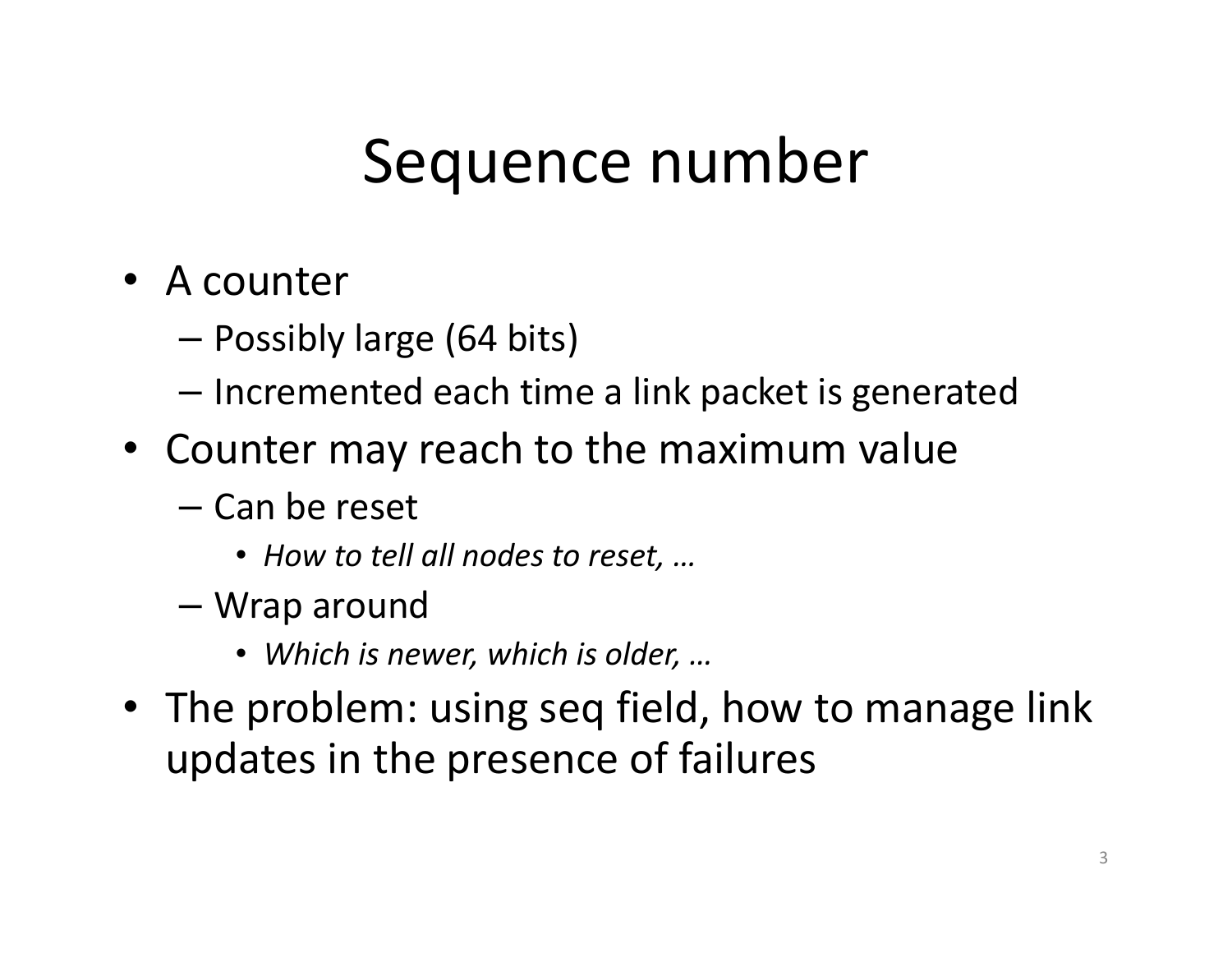# Sequence number

- A counter
  - Possibly large (64 bits)
  - Incremented each time a link packet is generated
- Counter may reach to the maximum value
  - Can be reset
    - *How to tell all nodes to reset, …*
  - Wrap around
    - *Which is newer, which is older, …*
- The problem: using seq field, how to manage link updates in the presence of failures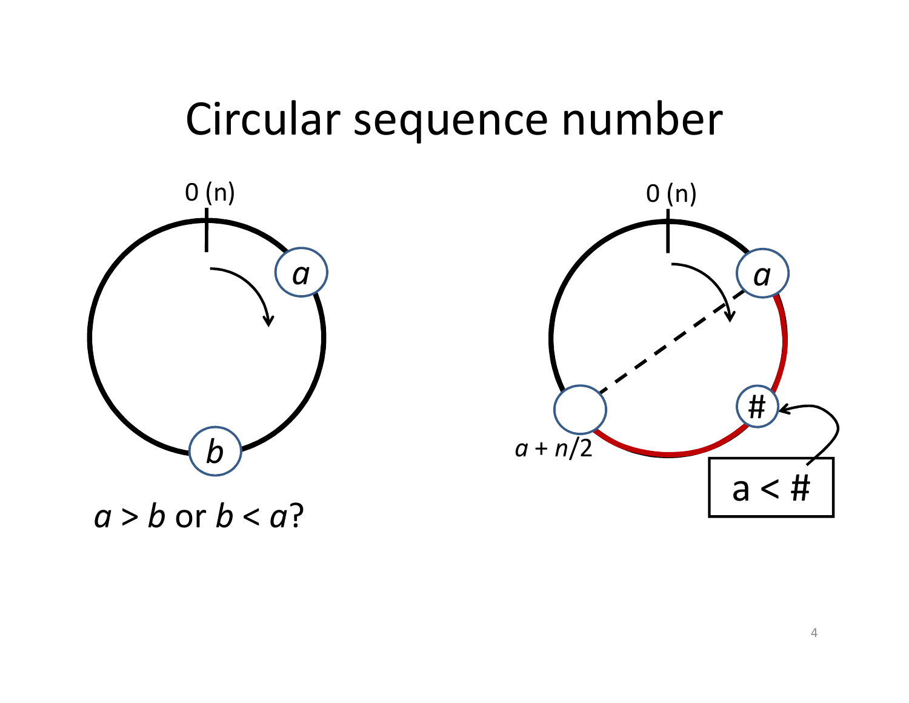# Circular sequence number

0 (n)

$a$

$b$

$a > b$ or $b < a$?

0 (n)

$a$

#

$a + n/2$

a < #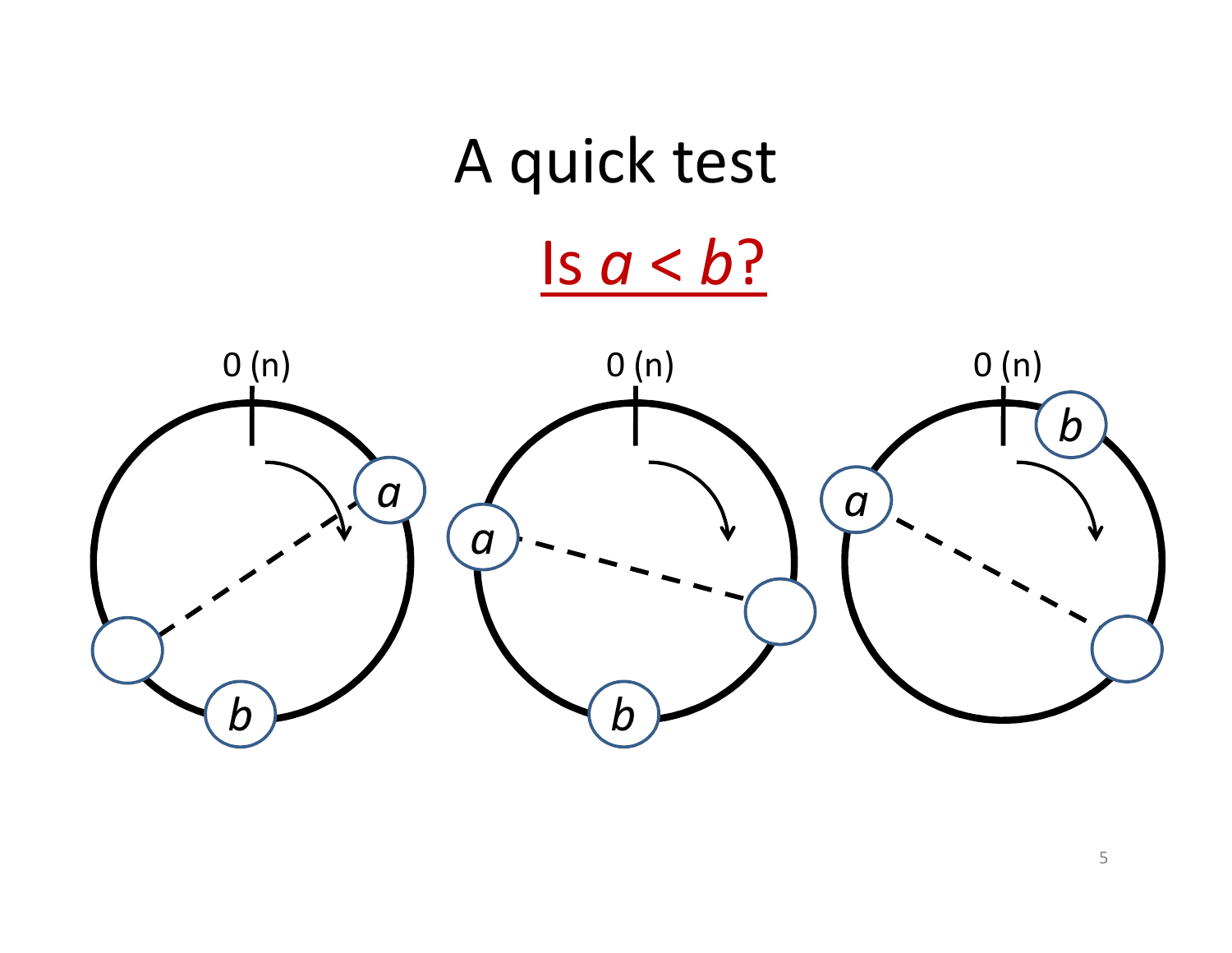# A quick test

## Is $a < b$?

0 (n)

0 (n)

0 (n)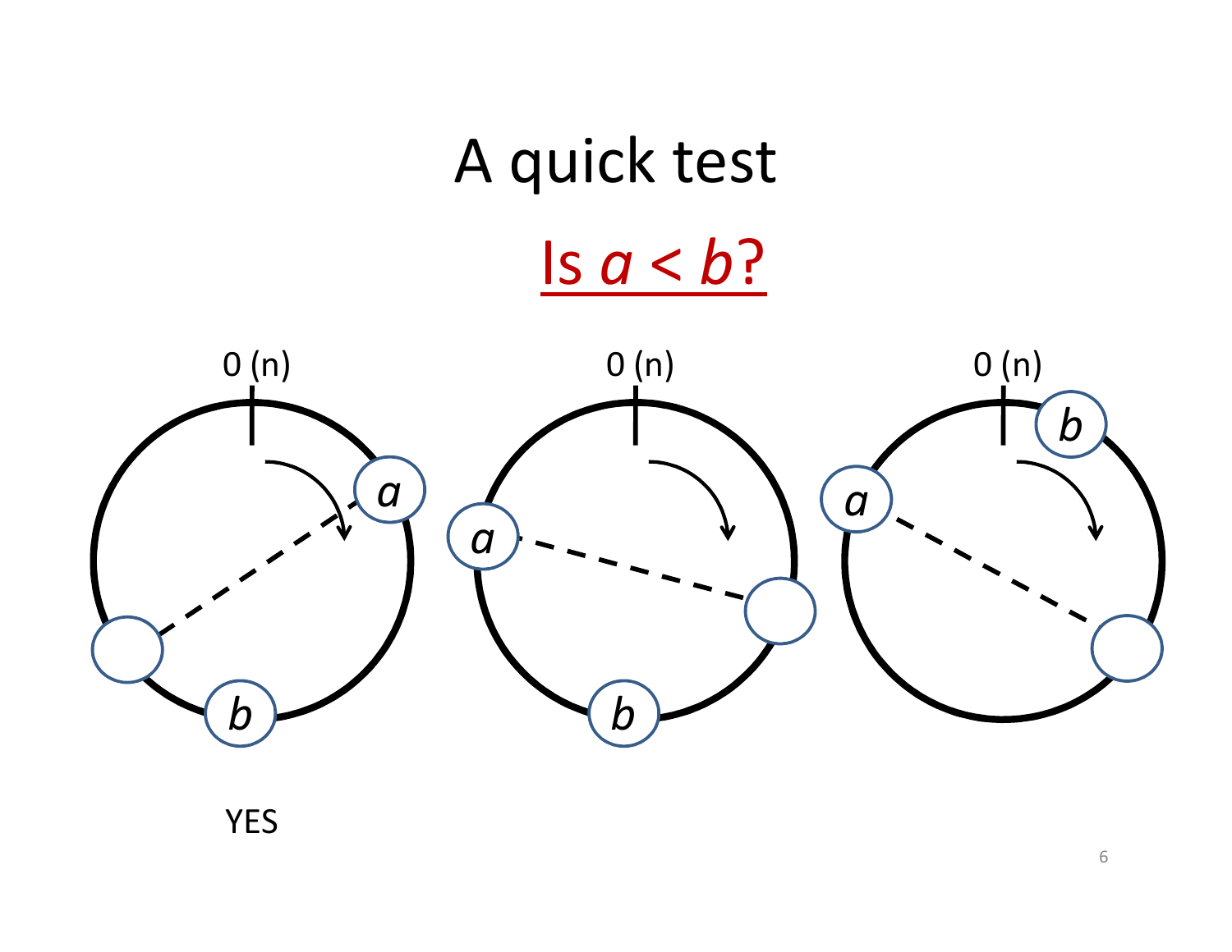# A quick test

## Is $a < b$?

0 (n)

$a$

$b$

YES

0 (n)

$a$

$b$

0 (n)

$a$

$b$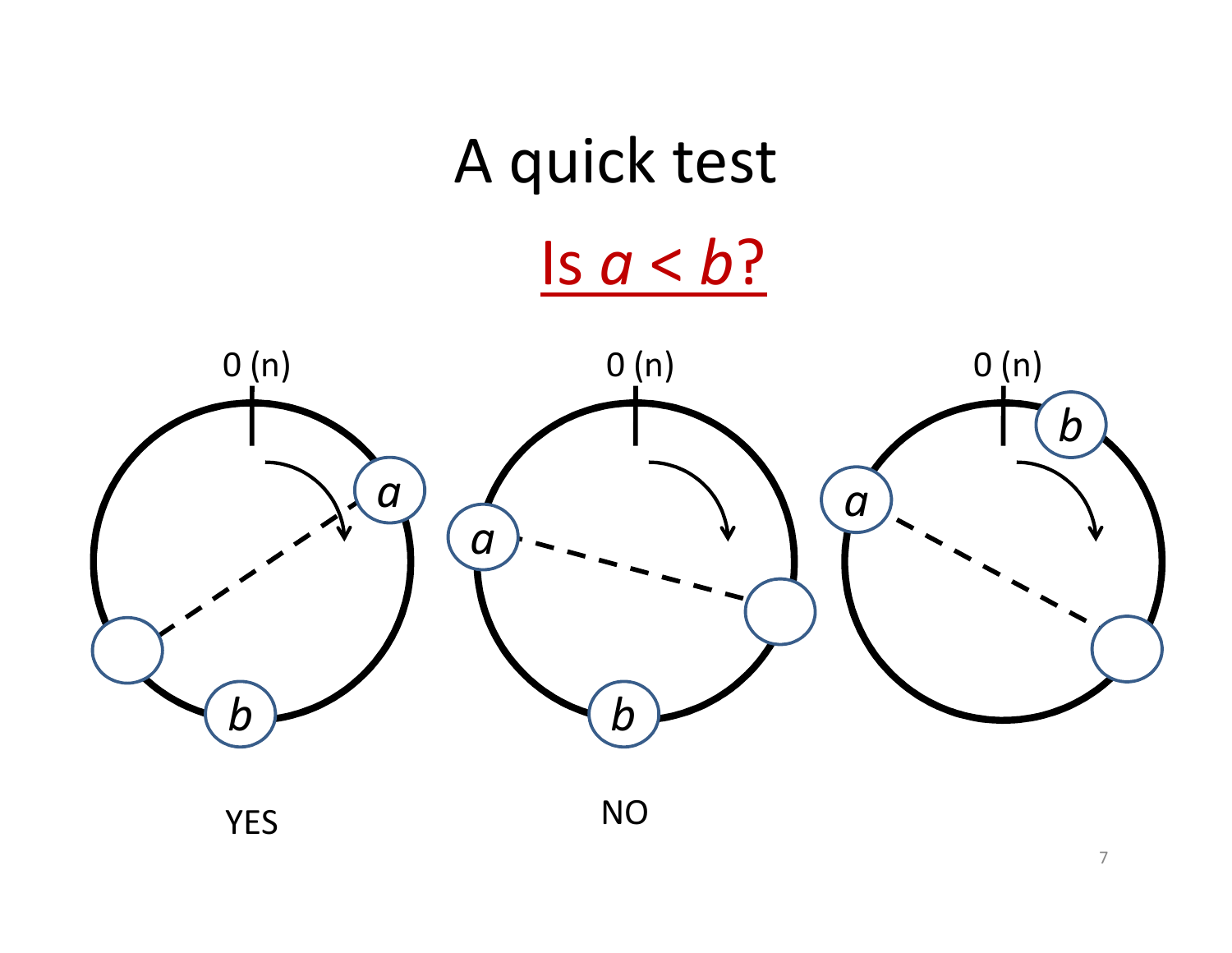# A quick test

## Is $a < b$?

0 (n)

0 (n)

0 (n)

YES

NO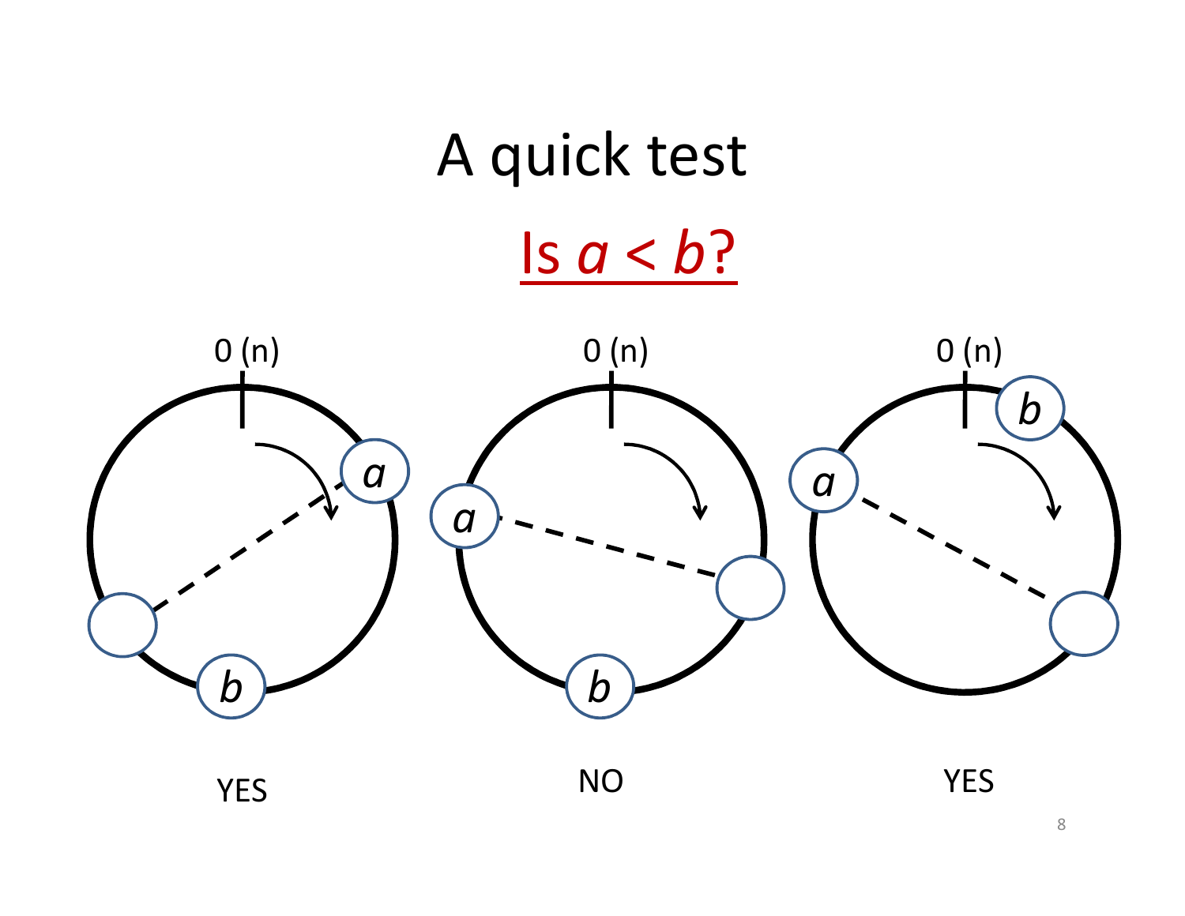# A quick test

## Is $a < b$?

0 (n) 0 (n) 0 (n)

YES NO YES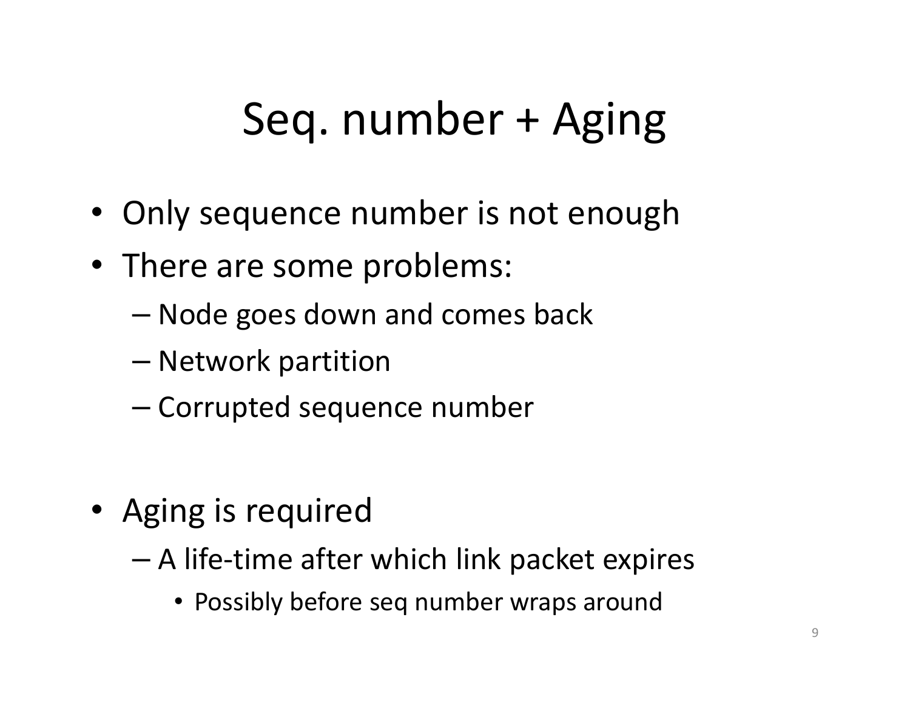# Seq. number + Aging

- Only sequence number is not enough
- There are some problems:
  - Node goes down and comes back
  - Network partition
  - Corrupted sequence number

- Aging is required
  - A life-time after which link packet expires
    - Possibly before seq number wraps around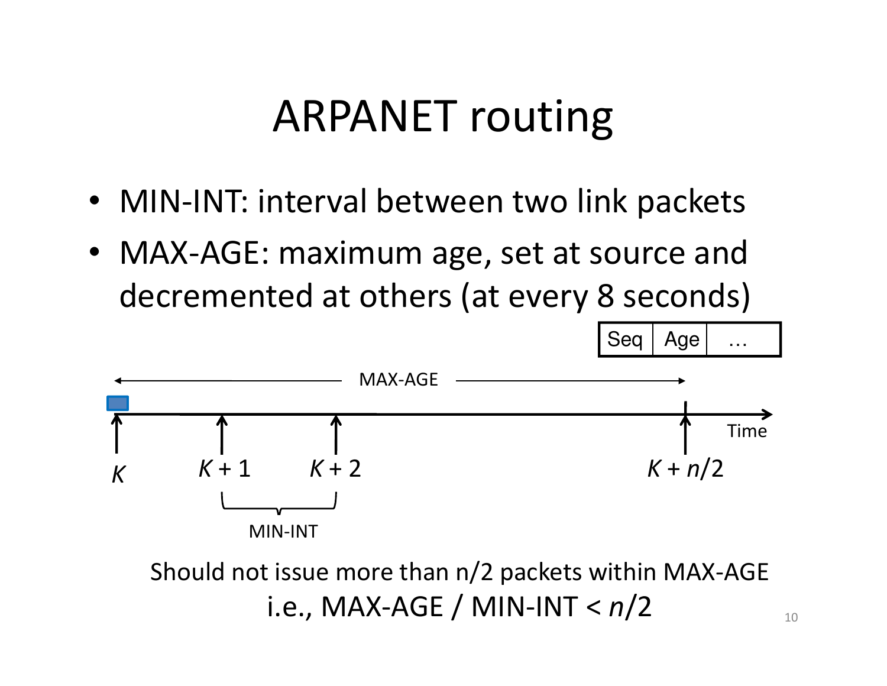# ARPANET routing

- MIN-INT: interval between two link packets
- MAX-AGE: maximum age, set at source and decremented at others (at every 8 seconds)

| Seq | Age | … |
| --- | --- | --- |

MAX-AGE

Time

$K$ $K+1$ $K+2$ $K+n/2$

MIN-INT

Should not issue more than n/2 packets within MAX-AGE

i.e., MAX-AGE / MIN-INT < $n/2$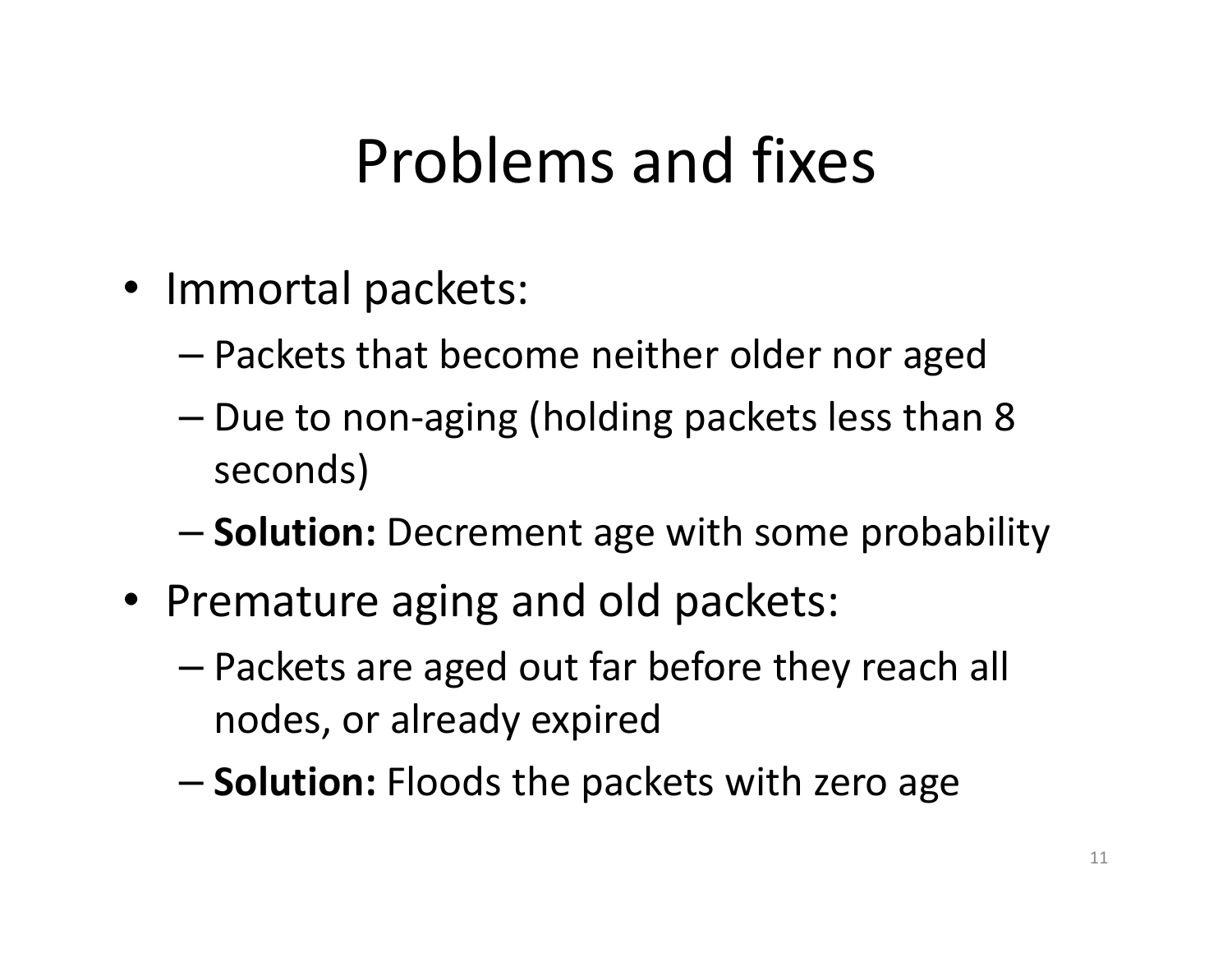# Problems and fixes

- Immortal packets:
  - Packets that become neither older nor aged
  - Due to non-aging (holding packets less than 8 seconds)
  - **Solution:** Decrement age with some probability
- Premature aging and old packets:
  - Packets are aged out far before they reach all nodes, or already expired
  - **Solution:** Floods the packets with zero age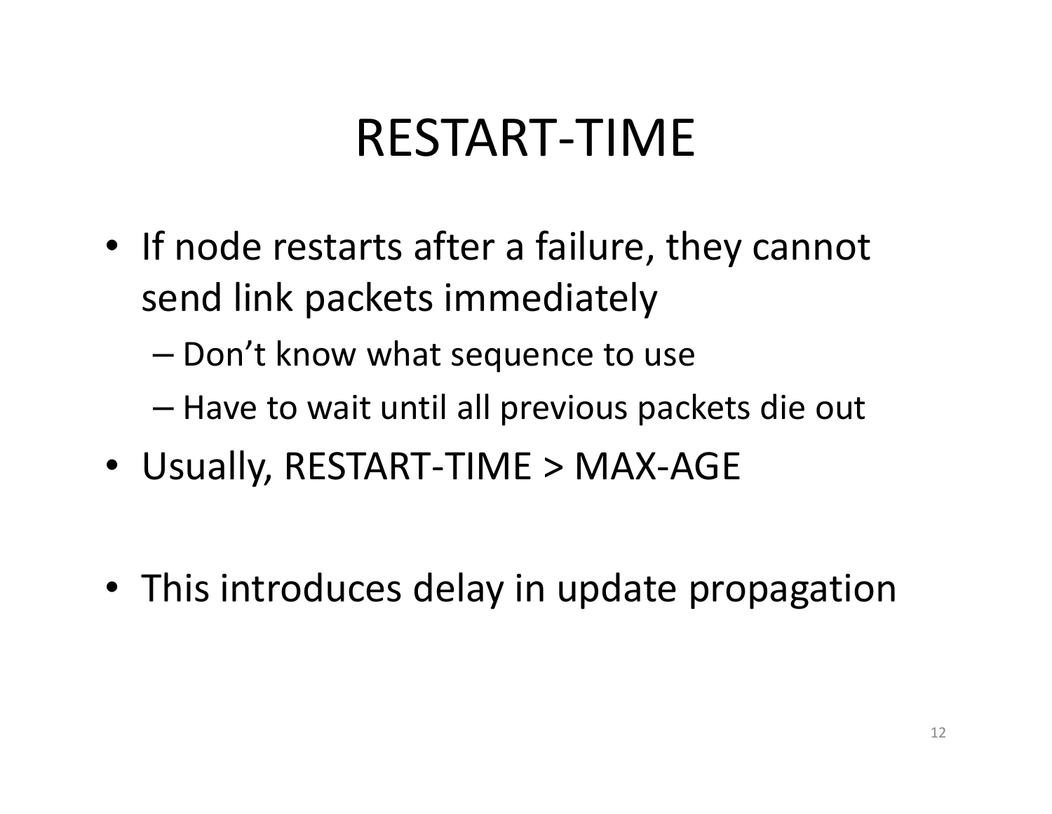# RESTART-TIME

- If node restarts after a failure, they cannot send link packets immediately
  - Don't know what sequence to use
  - Have to wait until all previous packets die out
- Usually, RESTART-TIME > MAX-AGE

- This introduces delay in update propagation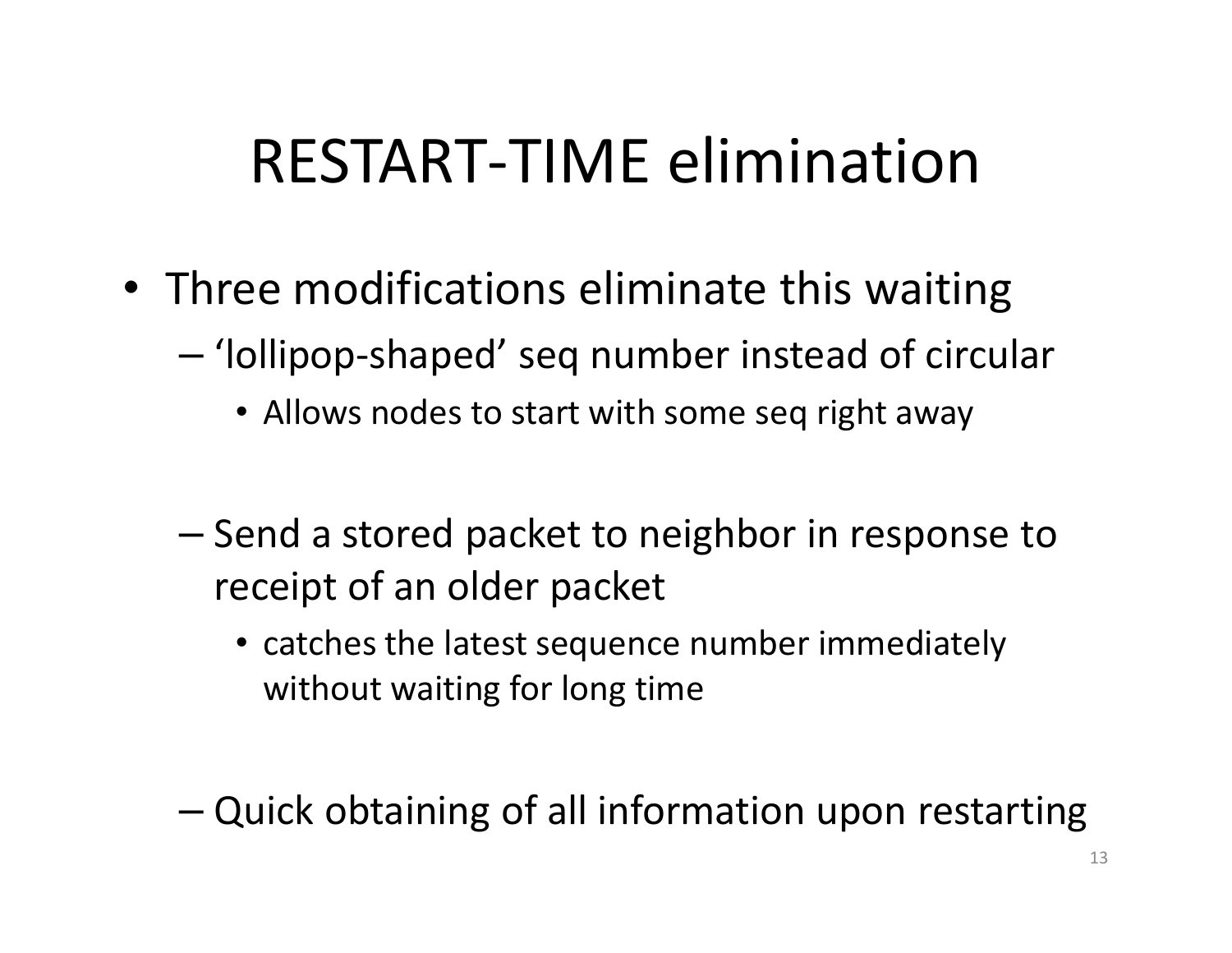# RESTART-TIME elimination

- Three modifications eliminate this waiting
  - ‘lollipop-shaped’ seq number instead of circular
    - Allows nodes to start with some seq right away
  - Send a stored packet to neighbor in response to receipt of an older packet
    - catches the latest sequence number immediately without waiting for long time
  - Quick obtaining of all information upon restarting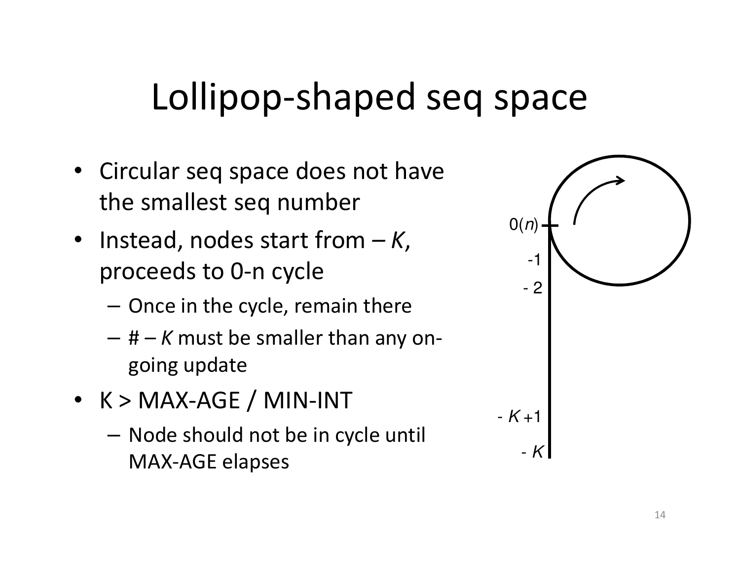# Lollipop-shaped seq space

- Circular seq space does not have the smallest seq number
- Instead, nodes start from – *K*, proceeds to 0-n cycle
  - Once in the cycle, remain there
  - # – *K* must be smaller than any on-going update
- K > MAX-AGE / MIN-INT
  - Node should not be in cycle until MAX-AGE elapses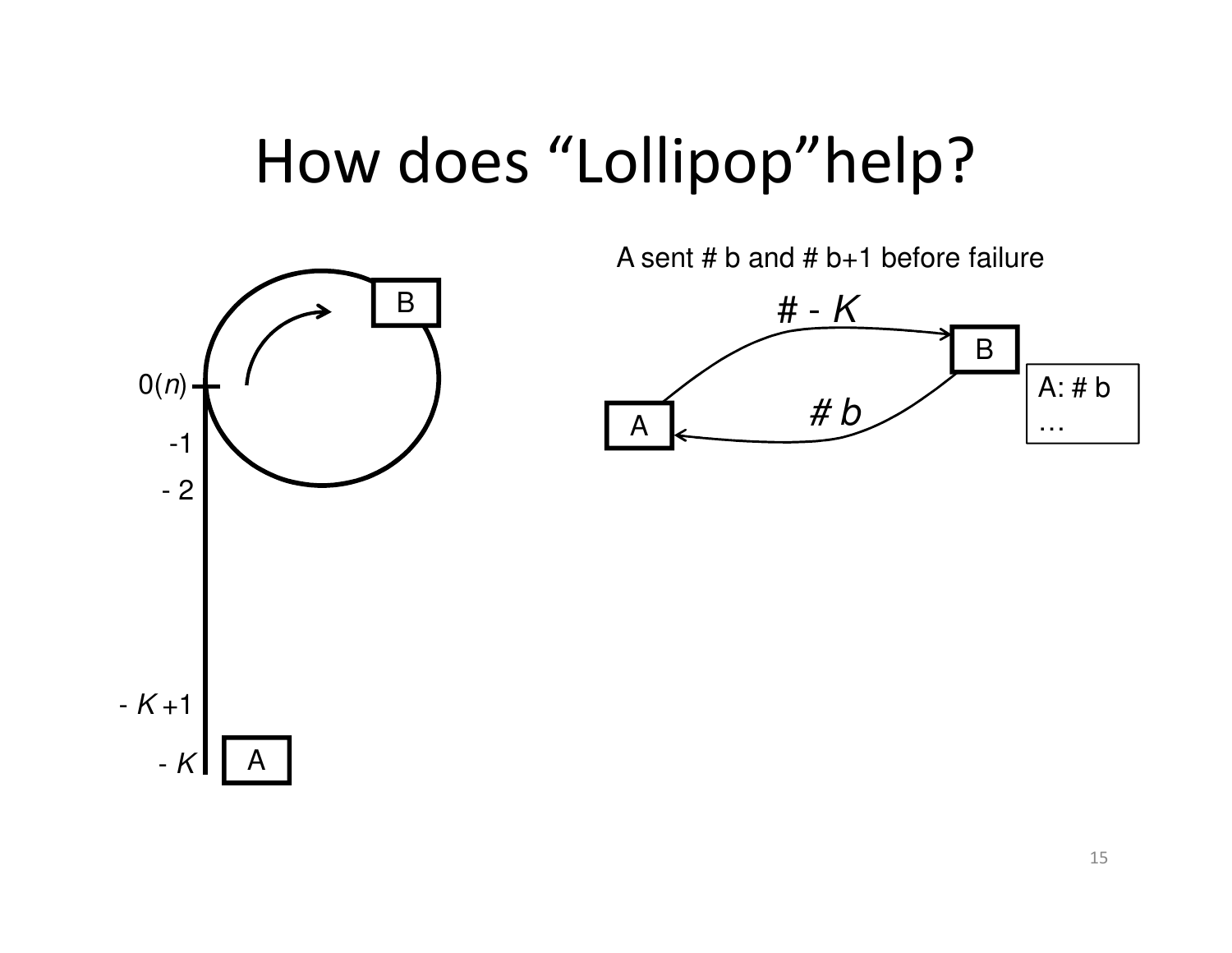# How does "Lollipop" help?

A sent # b and # b+1 before failure

0($n$)

-1

- 2

- $K$ +1

- $K$

A

B

# - $K$

# $b$

A: # b
…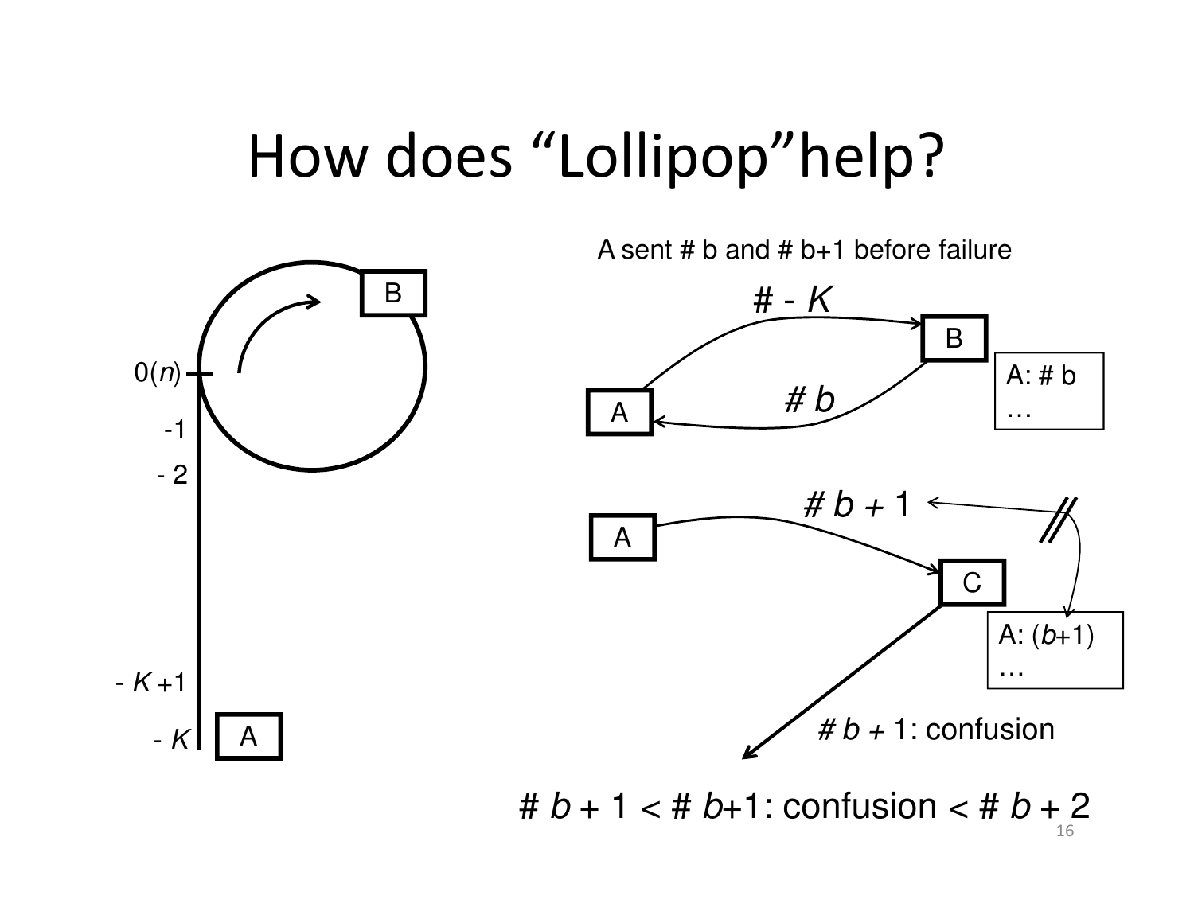# How does "Lollipop" help?

0(*n*)

-1

- 2

- *K* +1

- *K*

A

B

A sent # b and # b+1 before failure

\# - *K*

\# *b*

A: # b
…

\# *b* + 1

A: (*b*+1)
…

\# *b* + 1: confusion

\# *b* + 1 < # *b*+1: confusion < # *b* + 2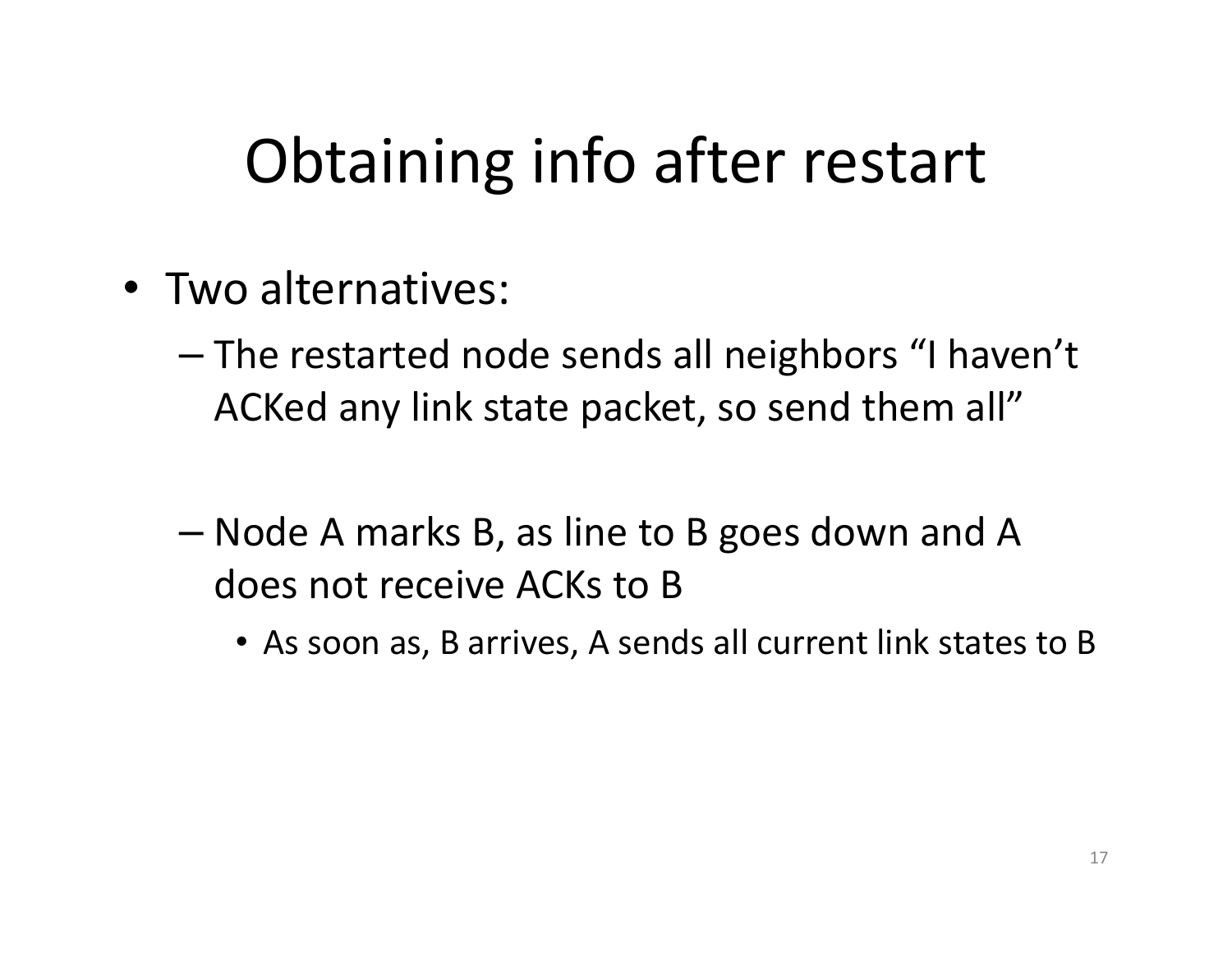# Obtaining info after restart

- Two alternatives:
  - The restarted node sends all neighbors “I haven’t ACKed any link state packet, so send them all”
  - Node A marks B, as line to B goes down and A does not receive ACKs to B
    - As soon as, B arrives, A sends all current link states to B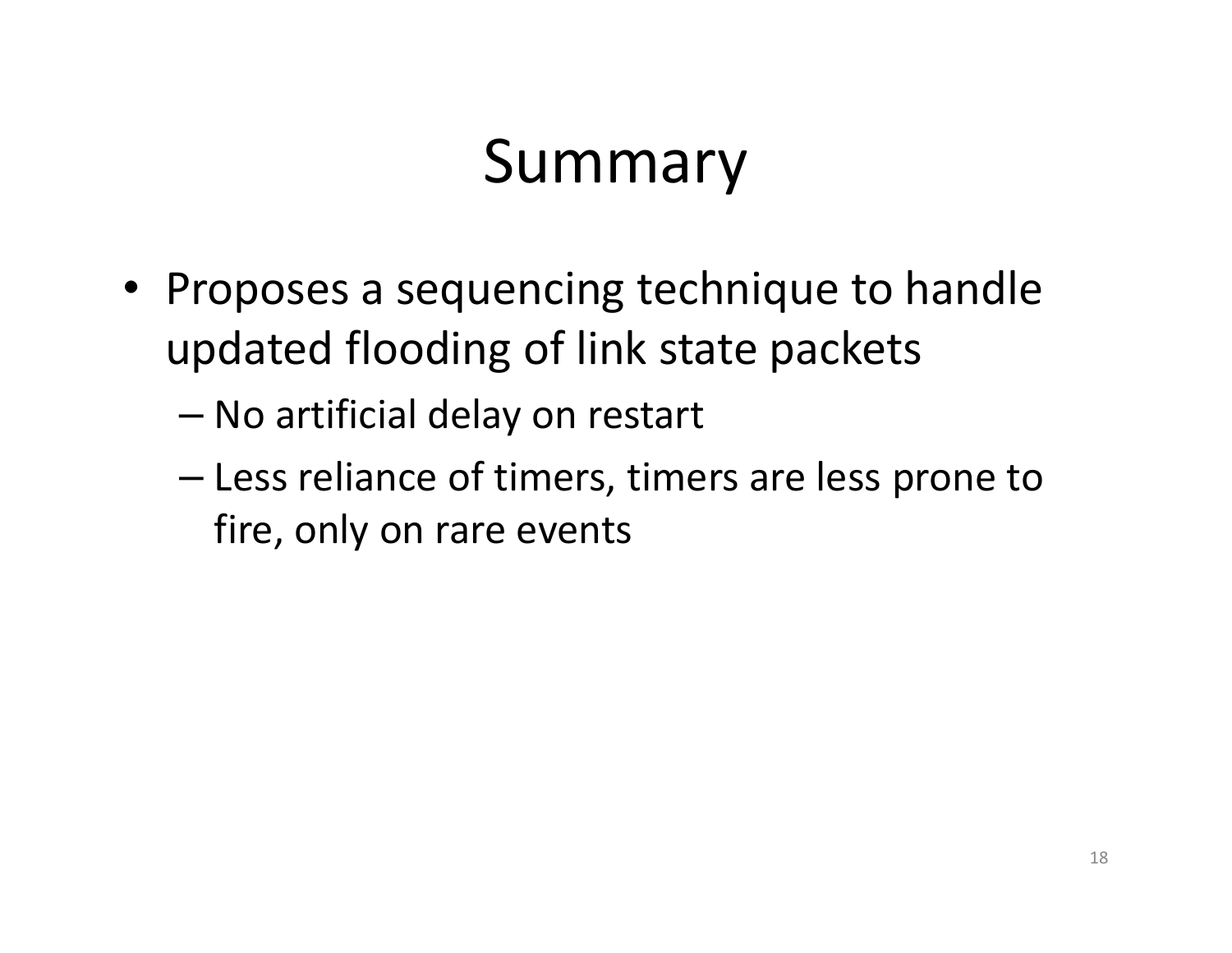# Summary

- Proposes a sequencing technique to handle updated flooding of link state packets
  - No artificial delay on restart
  - Less reliance of timers, timers are less prone to fire, only on rare events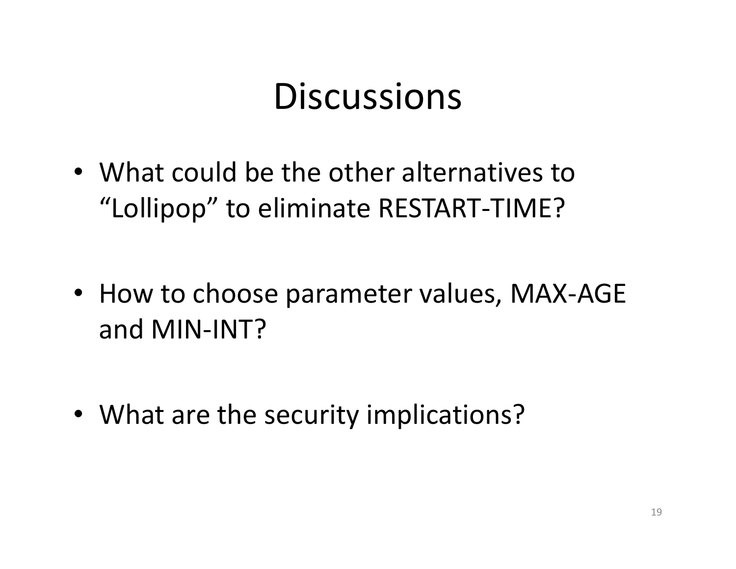# Discussions

- What could be the other alternatives to "Lollipop" to eliminate RESTART-TIME?
- How to choose parameter values, MAX-AGE and MIN-INT?
- What are the security implications?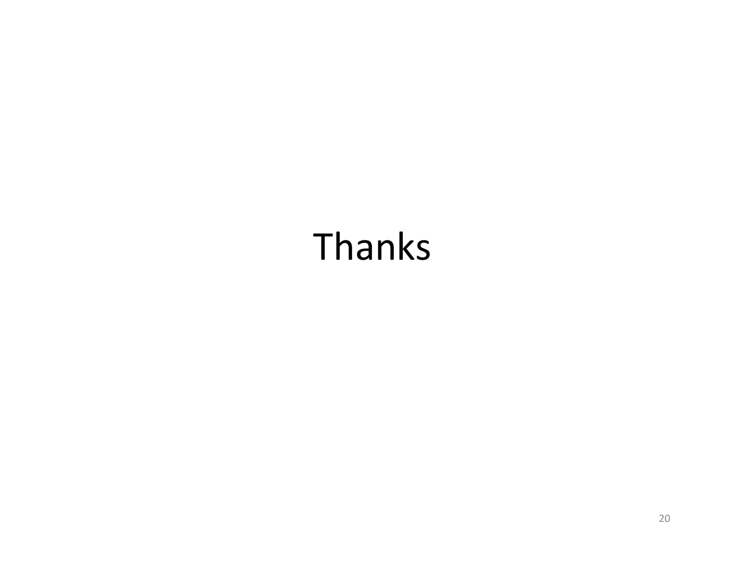Thanks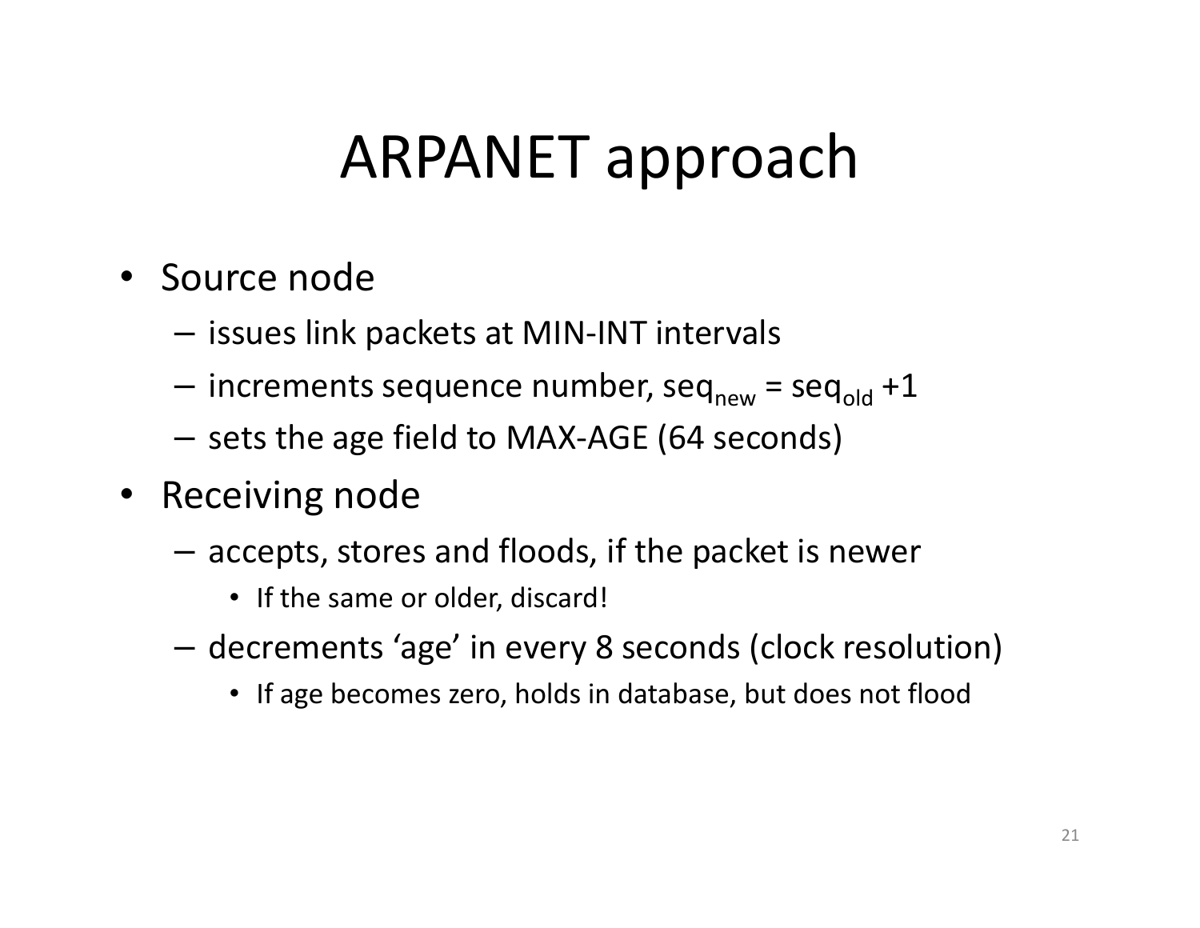# ARPANET approach

- Source node
  - issues link packets at MIN-INT intervals
  - increments sequence number, $seq_{new} = seq_{old} + 1$
  - sets the age field to MAX-AGE (64 seconds)
- Receiving node
  - accepts, stores and floods, if the packet is newer
    - If the same or older, discard!
  - decrements 'age' in every 8 seconds (clock resolution)
    - If age becomes zero, holds in database, but does not flood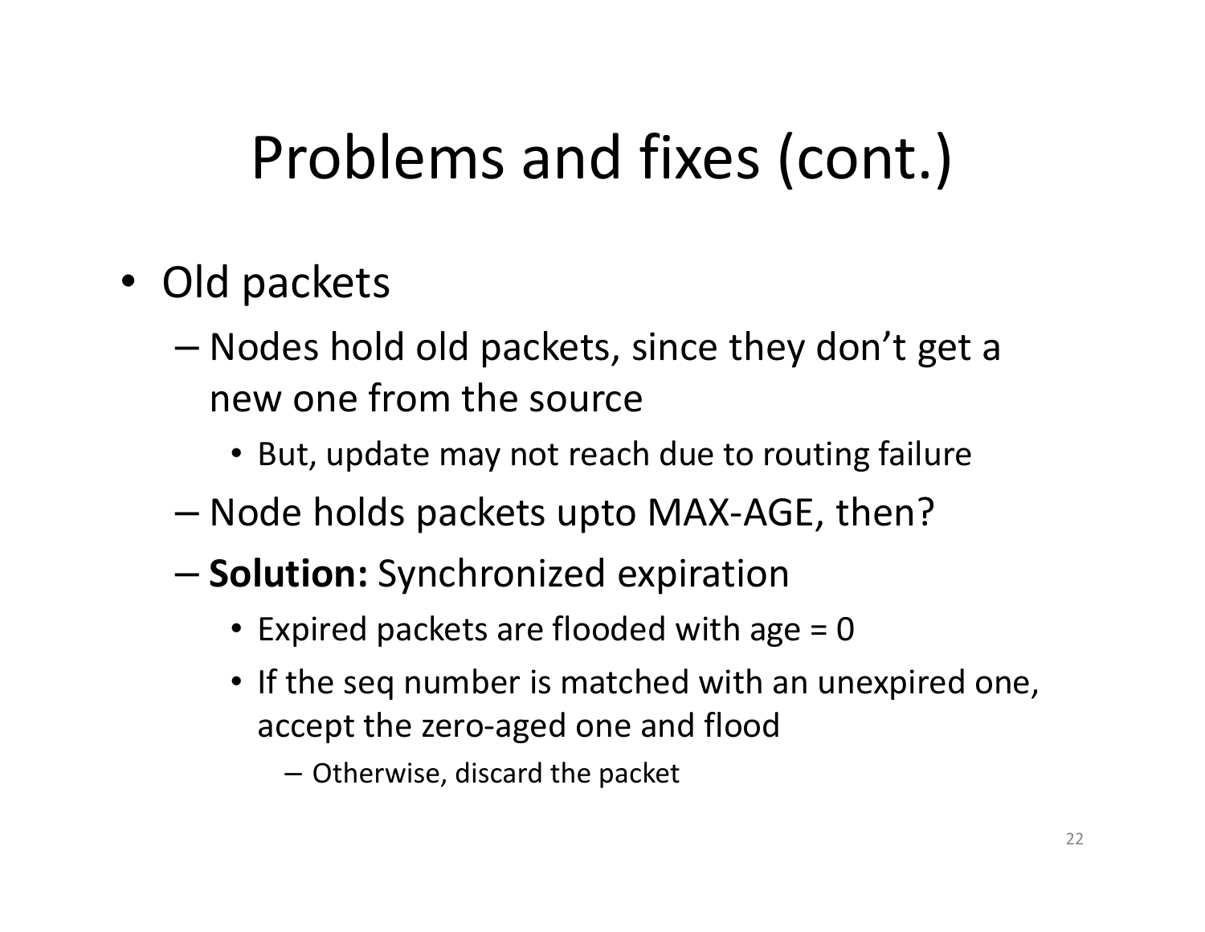# Problems and fixes (cont.)

- Old packets
  - Nodes hold old packets, since they don't get a new one from the source
    - But, update may not reach due to routing failure
  - Node holds packets upto MAX-AGE, then?
  - **Solution:** Synchronized expiration
    - Expired packets are flooded with age = 0
    - If the seq number is matched with an unexpired one, accept the zero-aged one and flood
      - Otherwise, discard the packet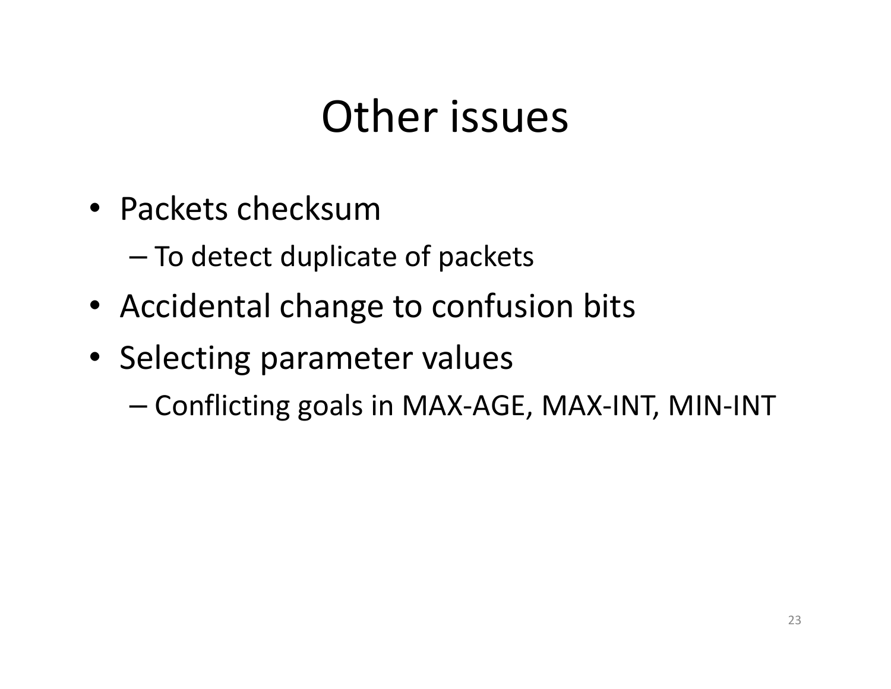# Other issues

- Packets checksum
  - To detect duplicate of packets
- Accidental change to confusion bits
- Selecting parameter values
  - Conflicting goals in MAX-AGE, MAX-INT, MIN-INT